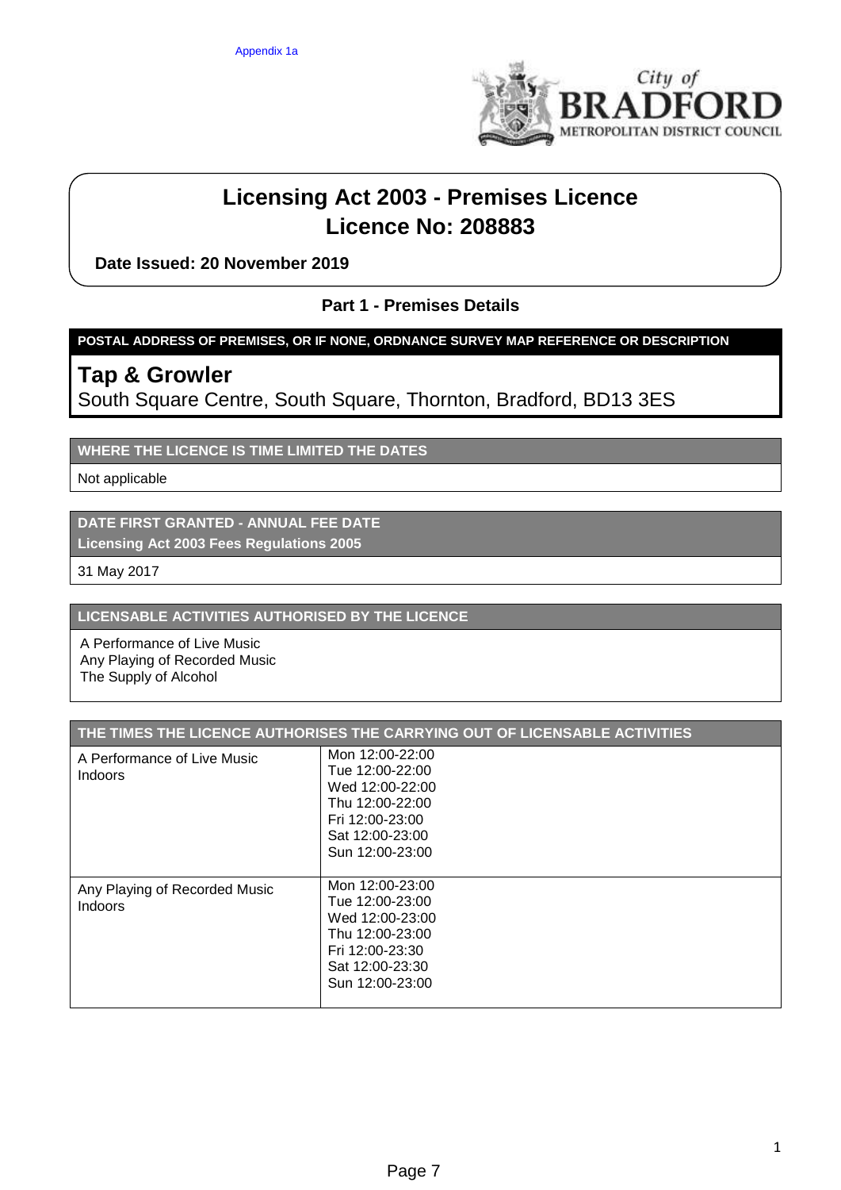Appendix 1a

City of BRADFORD METROPOLITAN DISTRICT COUNCIL

# Licensing Act 2003 - Premises Licence
# Licence No: 208883

**Date Issued: 20 November 2019**

## Part 1 - Premises Details

**POSTAL ADDRESS OF PREMISES, OR IF NONE, ORDNANCE SURVEY MAP REFERENCE OR DESCRIPTION**

**Tap & Growler**
South Square Centre, South Square, Thornton, Bradford, BD13 3ES

**WHERE THE LICENCE IS TIME LIMITED THE DATES**

Not applicable

**DATE FIRST GRANTED - ANNUAL FEE DATE**
**Licensing Act 2003 Fees Regulations 2005**

31 May 2017

**LICENSABLE ACTIVITIES AUTHORISED BY THE LICENCE**

A Performance of Live Music
Any Playing of Recorded Music
The Supply of Alcohol

| THE TIMES THE LICENCE AUTHORISES THE CARRYING OUT OF LICENSABLE ACTIVITIES | |
|---|---|
| A Performance of Live Music<br>Indoors | Mon 12:00-22:00<br>Tue 12:00-22:00<br>Wed 12:00-22:00<br>Thu 12:00-22:00<br>Fri 12:00-23:00<br>Sat 12:00-23:00<br>Sun 12:00-23:00 |
| Any Playing of Recorded Music<br>Indoors | Mon 12:00-23:00<br>Tue 12:00-23:00<br>Wed 12:00-23:00<br>Thu 12:00-23:00<br>Fri 12:00-23:30<br>Sat 12:00-23:30<br>Sun 12:00-23:00 |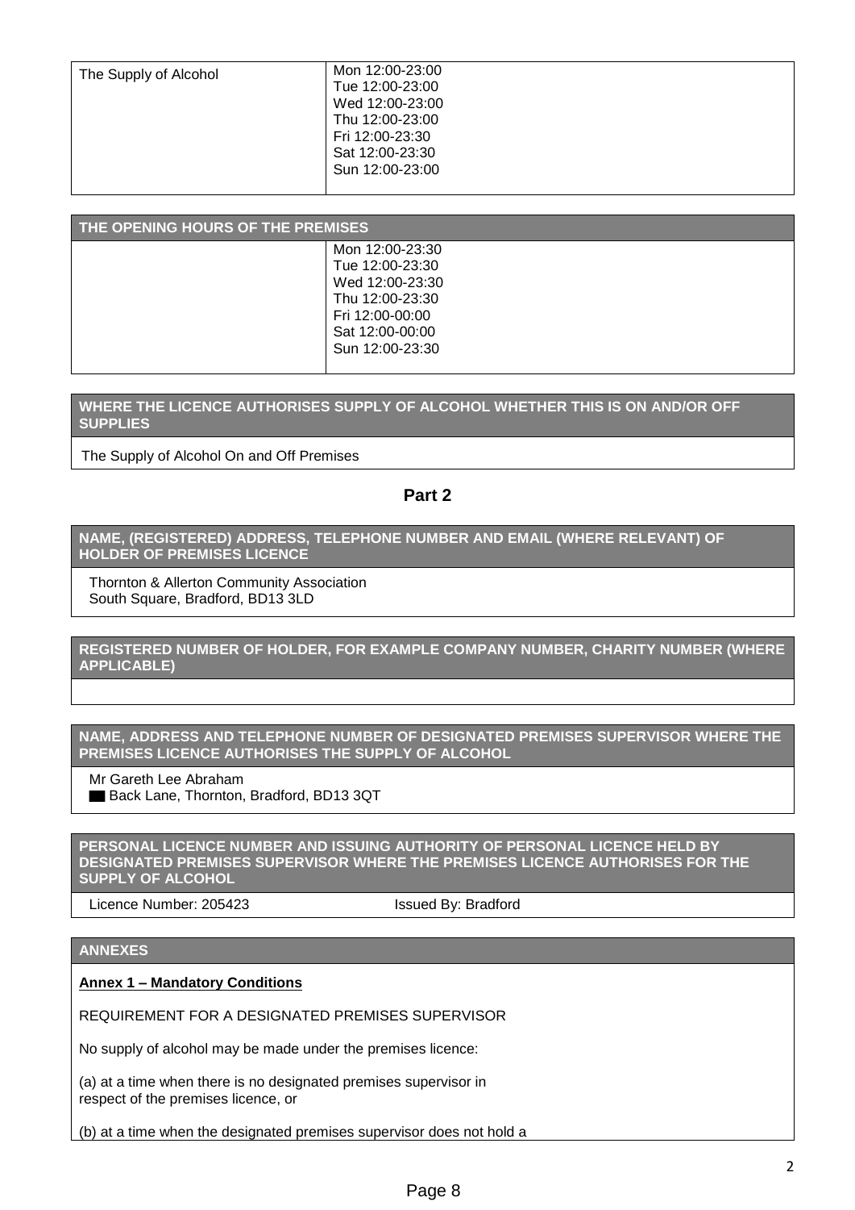| The Supply of Alcohol | Mon 12:00-23:00<br>Tue 12:00-23:00<br>Wed 12:00-23:00<br>Thu 12:00-23:00<br>Fri 12:00-23:30<br>Sat 12:00-23:30<br>Sun 12:00-23:00 |
|---|---|

| THE OPENING HOURS OF THE PREMISES | |
|---|---|
| | Mon 12:00-23:30<br>Tue 12:00-23:30<br>Wed 12:00-23:30<br>Thu 12:00-23:30<br>Fri 12:00-00:00<br>Sat 12:00-00:00<br>Sun 12:00-23:30 |

**WHERE THE LICENCE AUTHORISES SUPPLY OF ALCOHOL WHETHER THIS IS ON AND/OR OFF SUPPLIES**

The Supply of Alcohol On and Off Premises

## Part 2

**NAME, (REGISTERED) ADDRESS, TELEPHONE NUMBER AND EMAIL (WHERE RELEVANT) OF HOLDER OF PREMISES LICENCE**

Thornton & Allerton Community Association
South Square, Bradford, BD13 3LD

**REGISTERED NUMBER OF HOLDER, FOR EXAMPLE COMPANY NUMBER, CHARITY NUMBER (WHERE APPLICABLE)**

**NAME, ADDRESS AND TELEPHONE NUMBER OF DESIGNATED PREMISES SUPERVISOR WHERE THE PREMISES LICENCE AUTHORISES THE SUPPLY OF ALCOHOL**

Mr Gareth Lee Abraham
██ Back Lane, Thornton, Bradford, BD13 3QT

**PERSONAL LICENCE NUMBER AND ISSUING AUTHORITY OF PERSONAL LICENCE HELD BY DESIGNATED PREMISES SUPERVISOR WHERE THE PREMISES LICENCE AUTHORISES FOR THE SUPPLY OF ALCOHOL**

Licence Number: 205423 Issued By: Bradford

**ANNEXES**

**Annex 1 – Mandatory Conditions**

REQUIREMENT FOR A DESIGNATED PREMISES SUPERVISOR

No supply of alcohol may be made under the premises licence:

(a) at a time when there is no designated premises supervisor in respect of the premises licence, or

(b) at a time when the designated premises supervisor does not hold a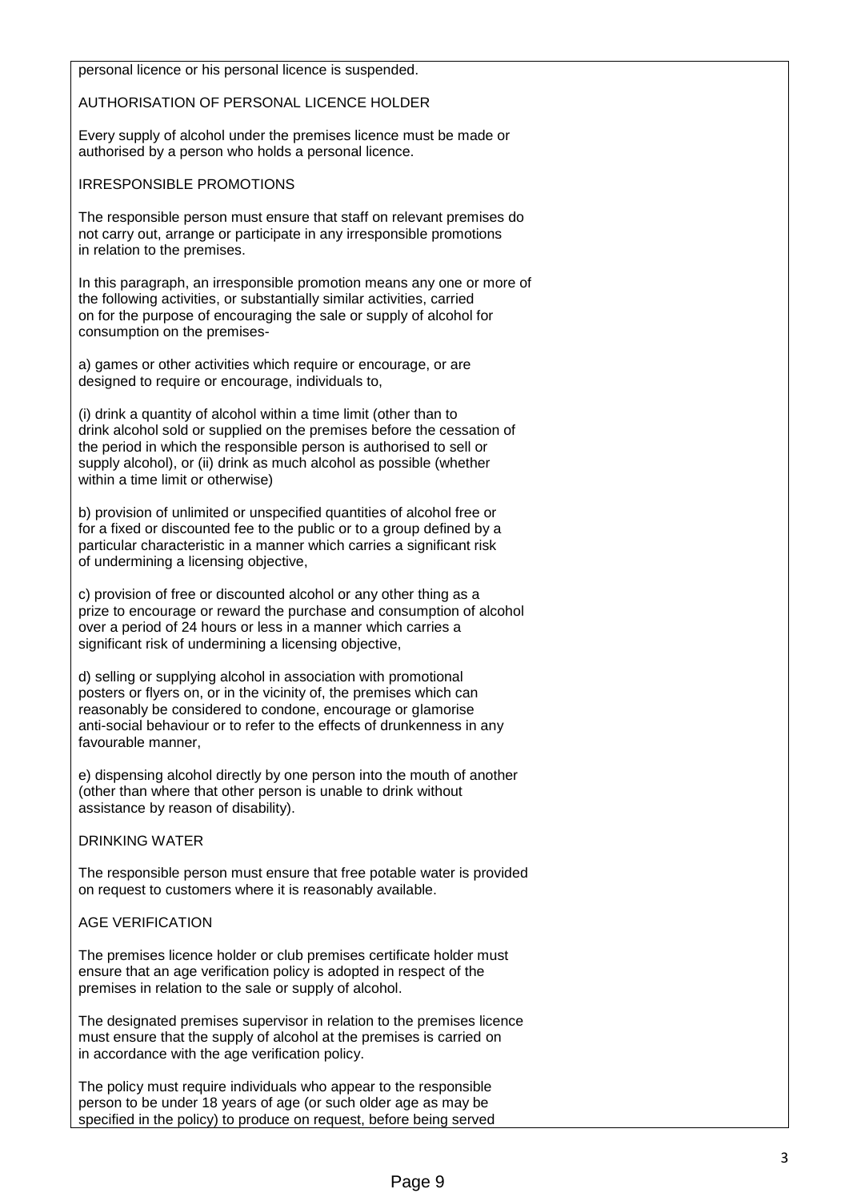personal licence or his personal licence is suspended.

AUTHORISATION OF PERSONAL LICENCE HOLDER

Every supply of alcohol under the premises licence must be made or authorised by a person who holds a personal licence.

IRRESPONSIBLE PROMOTIONS

The responsible person must ensure that staff on relevant premises do not carry out, arrange or participate in any irresponsible promotions in relation to the premises.

In this paragraph, an irresponsible promotion means any one or more of the following activities, or substantially similar activities, carried on for the purpose of encouraging the sale or supply of alcohol for consumption on the premises-

a) games or other activities which require or encourage, or are designed to require or encourage, individuals to,

(i) drink a quantity of alcohol within a time limit (other than to drink alcohol sold or supplied on the premises before the cessation of the period in which the responsible person is authorised to sell or supply alcohol), or (ii) drink as much alcohol as possible (whether within a time limit or otherwise)

b) provision of unlimited or unspecified quantities of alcohol free or for a fixed or discounted fee to the public or to a group defined by a particular characteristic in a manner which carries a significant risk of undermining a licensing objective,

c) provision of free or discounted alcohol or any other thing as a prize to encourage or reward the purchase and consumption of alcohol over a period of 24 hours or less in a manner which carries a significant risk of undermining a licensing objective,

d) selling or supplying alcohol in association with promotional posters or flyers on, or in the vicinity of, the premises which can reasonably be considered to condone, encourage or glamorise anti-social behaviour or to refer to the effects of drunkenness in any favourable manner,

e) dispensing alcohol directly by one person into the mouth of another (other than where that other person is unable to drink without assistance by reason of disability).

DRINKING WATER

The responsible person must ensure that free potable water is provided on request to customers where it is reasonably available.

AGE VERIFICATION

The premises licence holder or club premises certificate holder must ensure that an age verification policy is adopted in respect of the premises in relation to the sale or supply of alcohol.

The designated premises supervisor in relation to the premises licence must ensure that the supply of alcohol at the premises is carried on in accordance with the age verification policy.

The policy must require individuals who appear to the responsible person to be under 18 years of age (or such older age as may be specified in the policy) to produce on request, before being served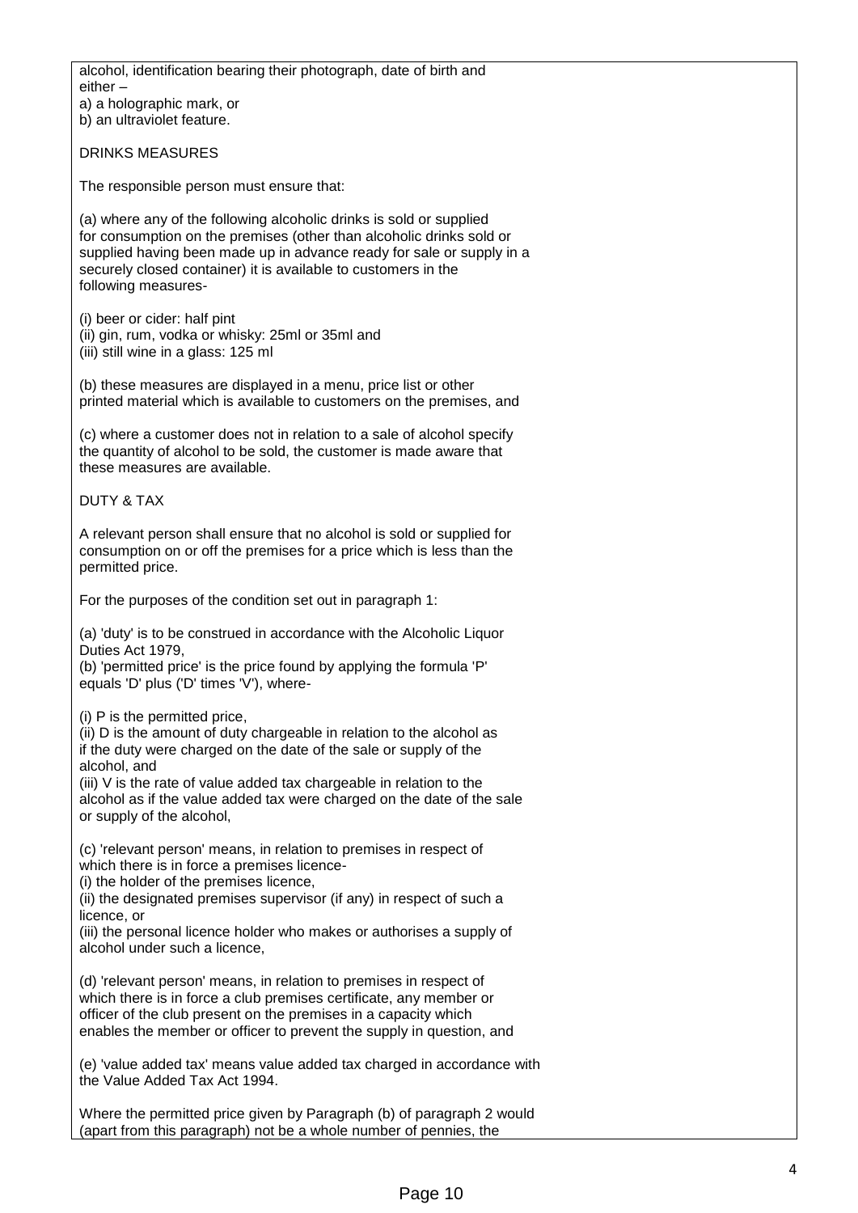alcohol, identification bearing their photograph, date of birth and either –
a) a holographic mark, or
b) an ultraviolet feature.

DRINKS MEASURES

The responsible person must ensure that:

(a) where any of the following alcoholic drinks is sold or supplied for consumption on the premises (other than alcoholic drinks sold or supplied having been made up in advance ready for sale or supply in a securely closed container) it is available to customers in the following measures-

(i) beer or cider: half pint
(ii) gin, rum, vodka or whisky: 25ml or 35ml and
(iii) still wine in a glass: 125 ml

(b) these measures are displayed in a menu, price list or other printed material which is available to customers on the premises, and

(c) where a customer does not in relation to a sale of alcohol specify the quantity of alcohol to be sold, the customer is made aware that these measures are available.

DUTY & TAX

A relevant person shall ensure that no alcohol is sold or supplied for consumption on or off the premises for a price which is less than the permitted price.

For the purposes of the condition set out in paragraph 1:

(a) 'duty' is to be construed in accordance with the Alcoholic Liquor Duties Act 1979,
(b) 'permitted price' is the price found by applying the formula 'P' equals 'D' plus ('D' times 'V'), where-

(i) P is the permitted price,
(ii) D is the amount of duty chargeable in relation to the alcohol as if the duty were charged on the date of the sale or supply of the alcohol, and
(iii) V is the rate of value added tax chargeable in relation to the alcohol as if the value added tax were charged on the date of the sale or supply of the alcohol,

(c) 'relevant person' means, in relation to premises in respect of which there is in force a premises licence-
(i) the holder of the premises licence,
(ii) the designated premises supervisor (if any) in respect of such a licence, or
(iii) the personal licence holder who makes or authorises a supply of alcohol under such a licence,

(d) 'relevant person' means, in relation to premises in respect of which there is in force a club premises certificate, any member or officer of the club present on the premises in a capacity which enables the member or officer to prevent the supply in question, and

(e) 'value added tax' means value added tax charged in accordance with the Value Added Tax Act 1994.

Where the permitted price given by Paragraph (b) of paragraph 2 would (apart from this paragraph) not be a whole number of pennies, the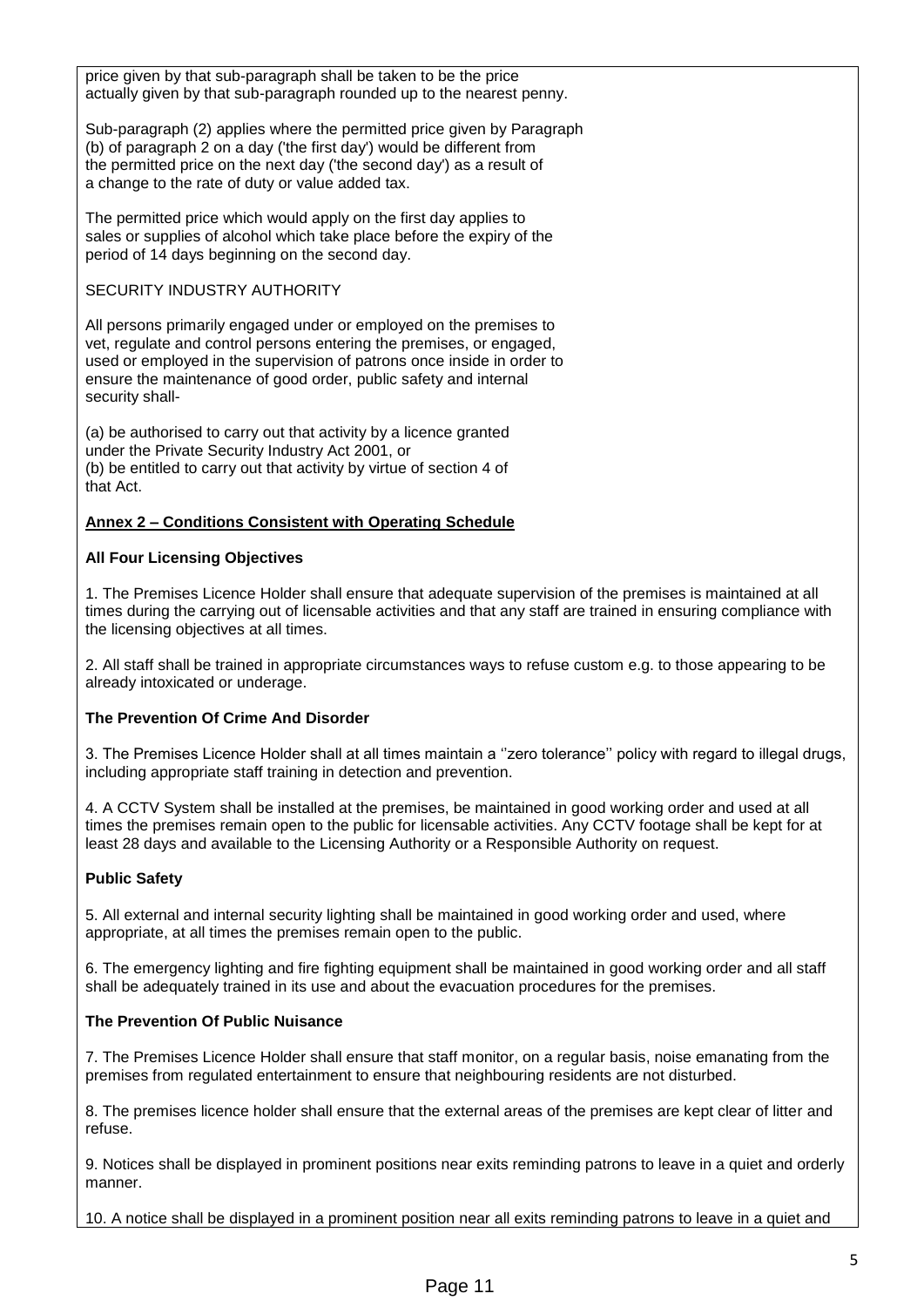price given by that sub-paragraph shall be taken to be the price actually given by that sub-paragraph rounded up to the nearest penny.

Sub-paragraph (2) applies where the permitted price given by Paragraph (b) of paragraph 2 on a day ('the first day') would be different from the permitted price on the next day ('the second day') as a result of a change to the rate of duty or value added tax.

The permitted price which would apply on the first day applies to sales or supplies of alcohol which take place before the expiry of the period of 14 days beginning on the second day.

SECURITY INDUSTRY AUTHORITY

All persons primarily engaged under or employed on the premises to vet, regulate and control persons entering the premises, or engaged, used or employed in the supervision of patrons once inside in order to ensure the maintenance of good order, public safety and internal security shall-

(a) be authorised to carry out that activity by a licence granted under the Private Security Industry Act 2001, or
(b) be entitled to carry out that activity by virtue of section 4 of that Act.

**Annex 2 – Conditions Consistent with Operating Schedule**

**All Four Licensing Objectives**

1. The Premises Licence Holder shall ensure that adequate supervision of the premises is maintained at all times during the carrying out of licensable activities and that any staff are trained in ensuring compliance with the licensing objectives at all times.

2. All staff shall be trained in appropriate circumstances ways to refuse custom e.g. to those appearing to be already intoxicated or underage.

**The Prevention Of Crime And Disorder**

3. The Premises Licence Holder shall at all times maintain a ''zero tolerance'' policy with regard to illegal drugs, including appropriate staff training in detection and prevention.

4. A CCTV System shall be installed at the premises, be maintained in good working order and used at all times the premises remain open to the public for licensable activities. Any CCTV footage shall be kept for at least 28 days and available to the Licensing Authority or a Responsible Authority on request.

**Public Safety**

5. All external and internal security lighting shall be maintained in good working order and used, where appropriate, at all times the premises remain open to the public.

6. The emergency lighting and fire fighting equipment shall be maintained in good working order and all staff shall be adequately trained in its use and about the evacuation procedures for the premises.

**The Prevention Of Public Nuisance**

7. The Premises Licence Holder shall ensure that staff monitor, on a regular basis, noise emanating from the premises from regulated entertainment to ensure that neighbouring residents are not disturbed.

8. The premises licence holder shall ensure that the external areas of the premises are kept clear of litter and refuse.

9. Notices shall be displayed in prominent positions near exits reminding patrons to leave in a quiet and orderly manner.

10. A notice shall be displayed in a prominent position near all exits reminding patrons to leave in a quiet and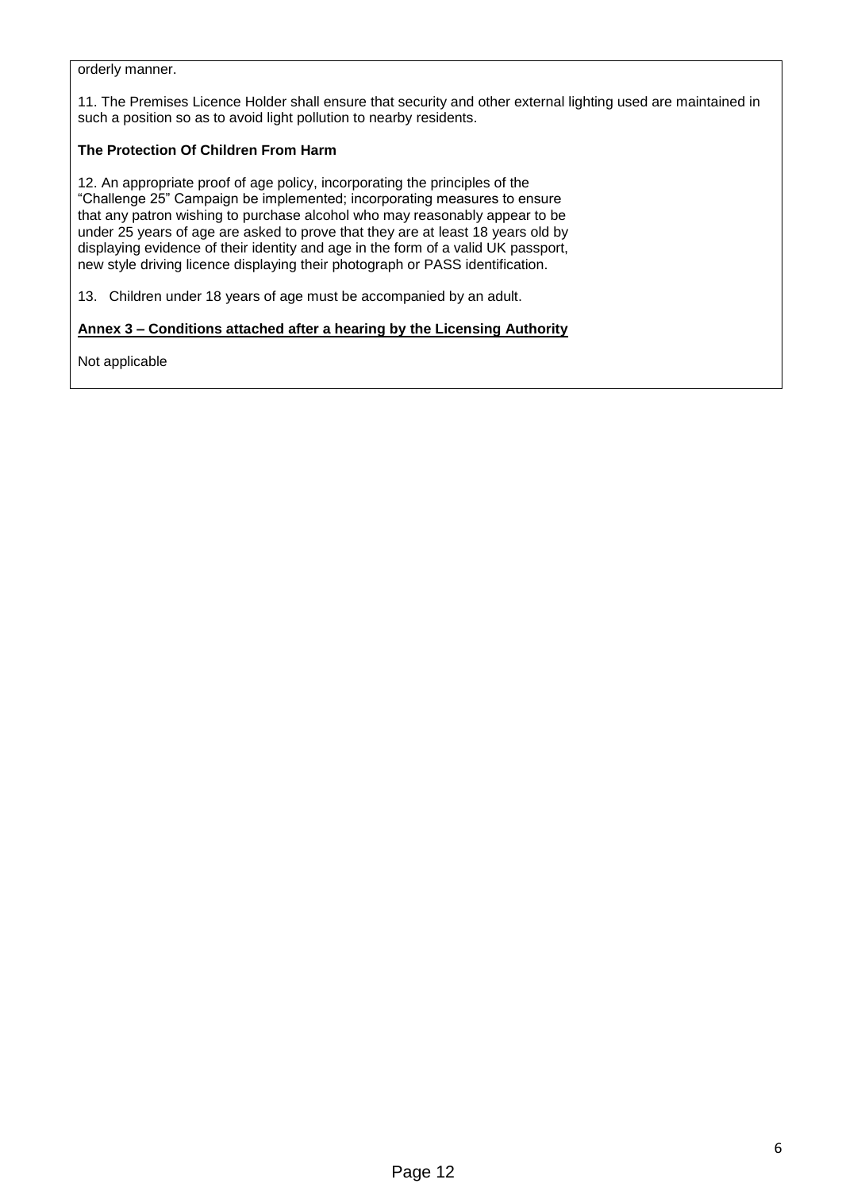orderly manner.

11. The Premises Licence Holder shall ensure that security and other external lighting used are maintained in such a position so as to avoid light pollution to nearby residents.

**The Protection Of Children From Harm**

12. An appropriate proof of age policy, incorporating the principles of the "Challenge 25" Campaign be implemented; incorporating measures to ensure that any patron wishing to purchase alcohol who may reasonably appear to be under 25 years of age are asked to prove that they are at least 18 years old by displaying evidence of their identity and age in the form of a valid UK passport, new style driving licence displaying their photograph or PASS identification.

13. Children under 18 years of age must be accompanied by an adult.

**Annex 3 – Conditions attached after a hearing by the Licensing Authority**

Not applicable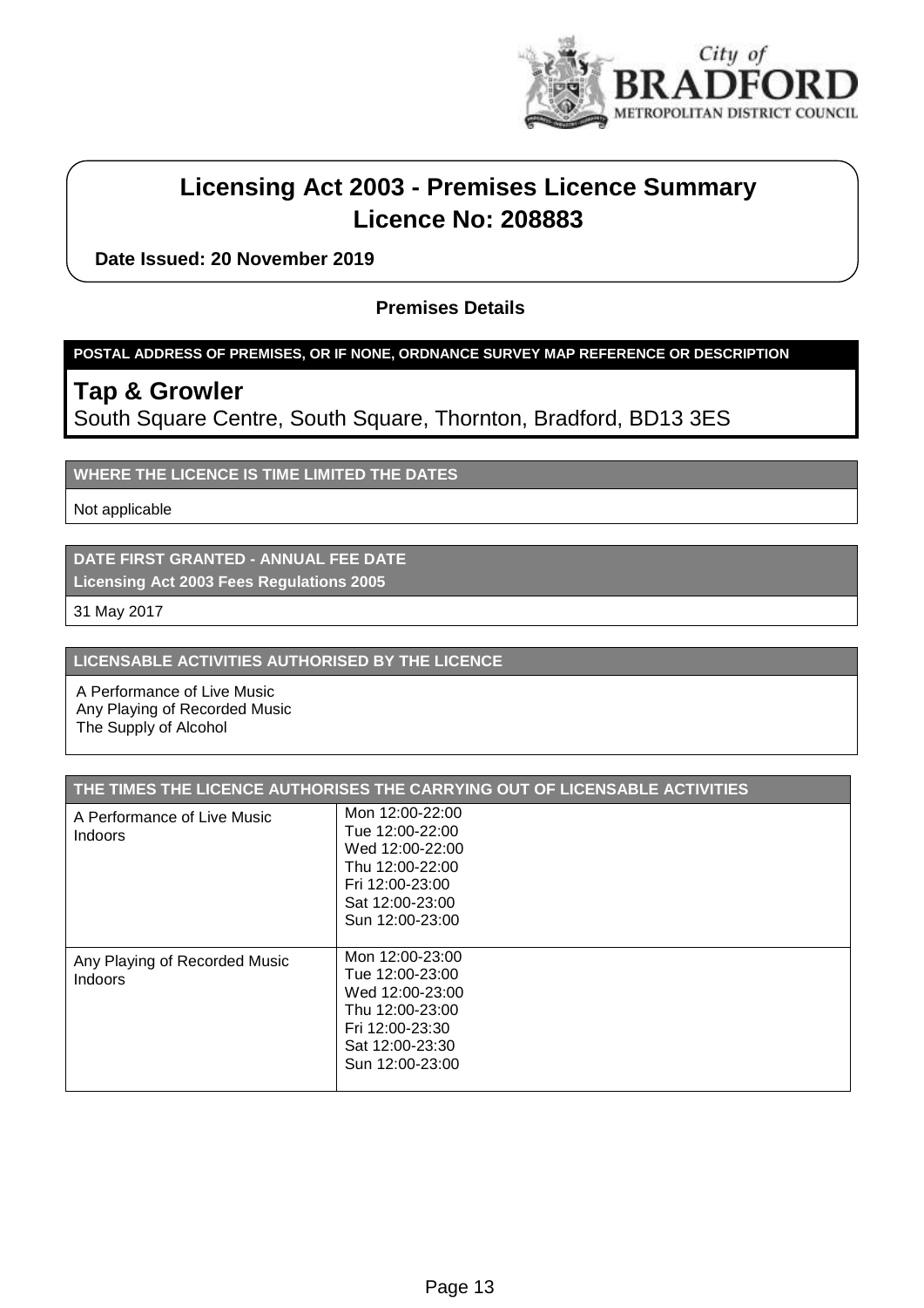City of BRADFORD METROPOLITAN DISTRICT COUNCIL

# Licensing Act 2003 - Premises Licence Summary
# Licence No: 208883

**Date Issued: 20 November 2019**

### Premises Details

**POSTAL ADDRESS OF PREMISES, OR IF NONE, ORDNANCE SURVEY MAP REFERENCE OR DESCRIPTION**

**Tap & Growler**
South Square Centre, South Square, Thornton, Bradford, BD13 3ES

**WHERE THE LICENCE IS TIME LIMITED THE DATES**

Not applicable

**DATE FIRST GRANTED - ANNUAL FEE DATE**
**Licensing Act 2003 Fees Regulations 2005**

31 May 2017

**LICENSABLE ACTIVITIES AUTHORISED BY THE LICENCE**

A Performance of Live Music
Any Playing of Recorded Music
The Supply of Alcohol

| THE TIMES THE LICENCE AUTHORISES THE CARRYING OUT OF LICENSABLE ACTIVITIES | |
|---|---|
| A Performance of Live Music Indoors | Mon 12:00-22:00<br>Tue 12:00-22:00<br>Wed 12:00-22:00<br>Thu 12:00-22:00<br>Fri 12:00-23:00<br>Sat 12:00-23:00<br>Sun 12:00-23:00 |
| Any Playing of Recorded Music Indoors | Mon 12:00-23:00<br>Tue 12:00-23:00<br>Wed 12:00-23:00<br>Thu 12:00-23:00<br>Fri 12:00-23:30<br>Sat 12:00-23:30<br>Sun 12:00-23:00 |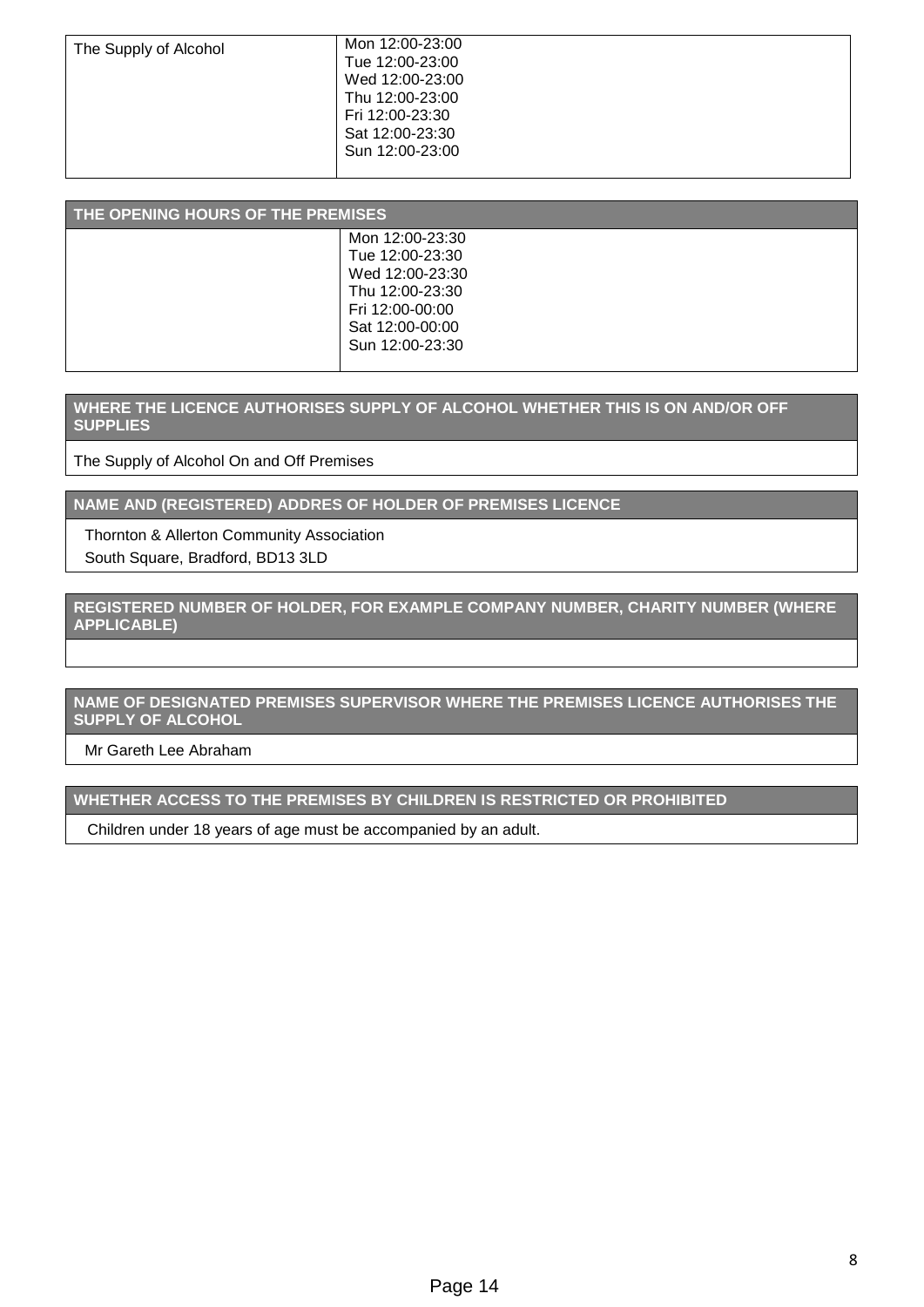| | |
|---|---|
| The Supply of Alcohol | Mon 12:00-23:00<br>Tue 12:00-23:00<br>Wed 12:00-23:00<br>Thu 12:00-23:00<br>Fri 12:00-23:30<br>Sat 12:00-23:30<br>Sun 12:00-23:00 |

| THE OPENING HOURS OF THE PREMISES | |
|---|---|
| | Mon 12:00-23:30<br>Tue 12:00-23:30<br>Wed 12:00-23:30<br>Thu 12:00-23:30<br>Fri 12:00-00:00<br>Sat 12:00-00:00<br>Sun 12:00-23:30 |

**WHERE THE LICENCE AUTHORISES SUPPLY OF ALCOHOL WHETHER THIS IS ON AND/OR OFF SUPPLIES**

The Supply of Alcohol On and Off Premises

**NAME AND (REGISTERED) ADDRES OF HOLDER OF PREMISES LICENCE**

Thornton & Allerton Community Association
South Square, Bradford, BD13 3LD

**REGISTERED NUMBER OF HOLDER, FOR EXAMPLE COMPANY NUMBER, CHARITY NUMBER (WHERE APPLICABLE)**

**NAME OF DESIGNATED PREMISES SUPERVISOR WHERE THE PREMISES LICENCE AUTHORISES THE SUPPLY OF ALCOHOL**

Mr Gareth Lee Abraham

**WHETHER ACCESS TO THE PREMISES BY CHILDREN IS RESTRICTED OR PROHIBITED**

Children under 18 years of age must be accompanied by an adult.